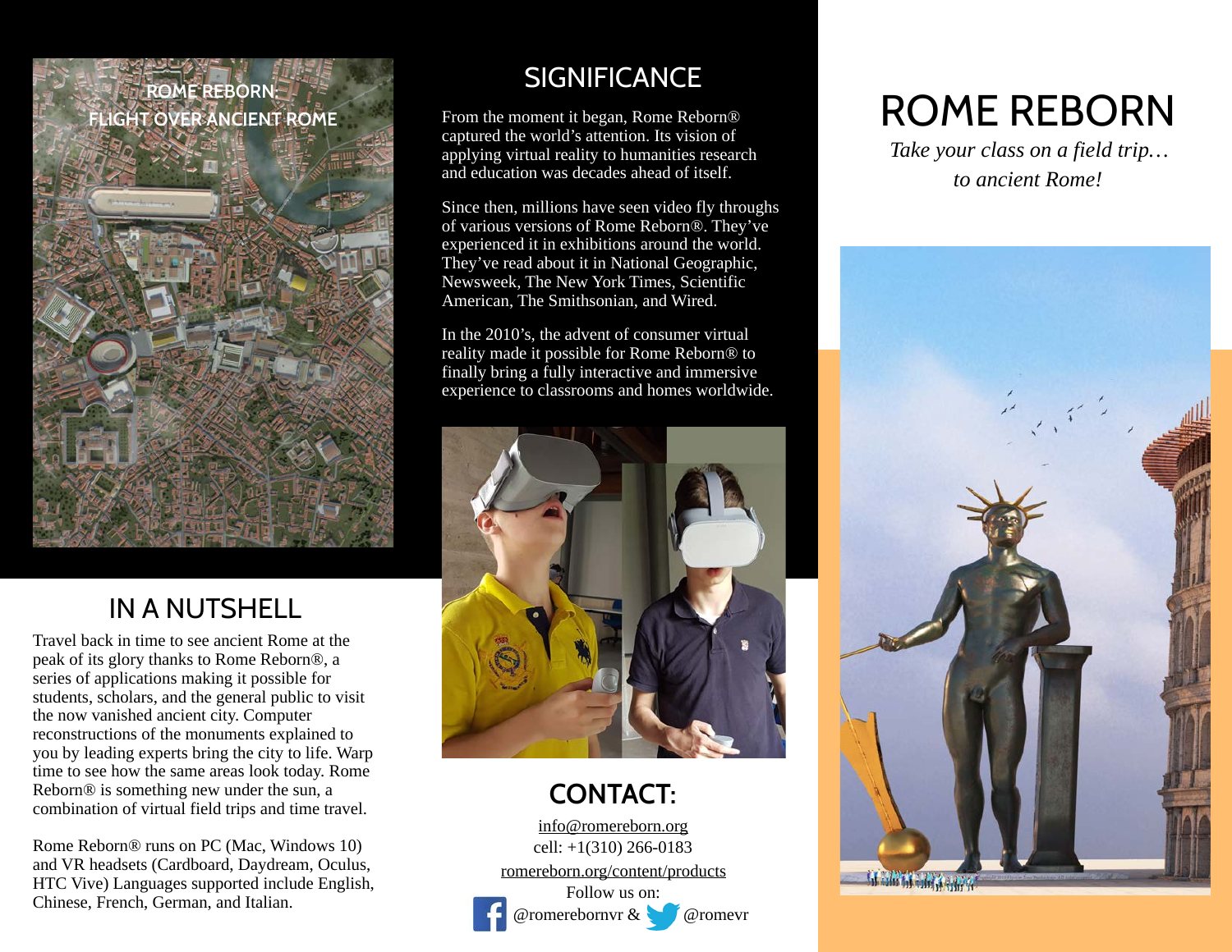# ROME REBORN

*Take your class on a field trip… to ancient Rome!*

ROME REBORN: FLIGHT OVER ANCIENT ROME

## SIGNIFICANCE

From the moment it began, Rome Reborn® captured the world's attention. Its vision of applying virtual reality to humanities research and education was decades ahead of itself.

Since then, millions have seen video fly throughs of various versions of Rome Reborn®. They've experienced it in exhibitions around the world. They've read about it in National Geographic, Newsweek, The New York Times, Scientific American, The Smithsonian, and Wired.

In the 2010's, the advent of consumer virtual reality made it possible for Rome Reborn® to finally bring a fully interactive and immersive experience to classrooms and homes worldwide.

## IN A NUTSHELL

Travel back in time to see ancient Rome at the peak of its glory thanks to Rome Reborn®, a series of applications making it possible for students, scholars, and the general public to visit the now vanished ancient city. Computer reconstructions of the monuments explained to you by leading experts bring the city to life. Warp time to see how the same areas look today. Rome Reborn® is something new under the sun, a combination of virtual field trips and time travel.

Rome Reborn® runs on PC (Mac, Windows 10) and VR headsets (Cardboard, Daydream, Oculus, HTC Vive) Languages supported include English, Chinese, French, German, and Italian.

## CONTACT:

info@romereborn.org
cell: +1(310) 266-0183
romereborn.org/content/products
Follow us on:
@romerebornvr & @romevr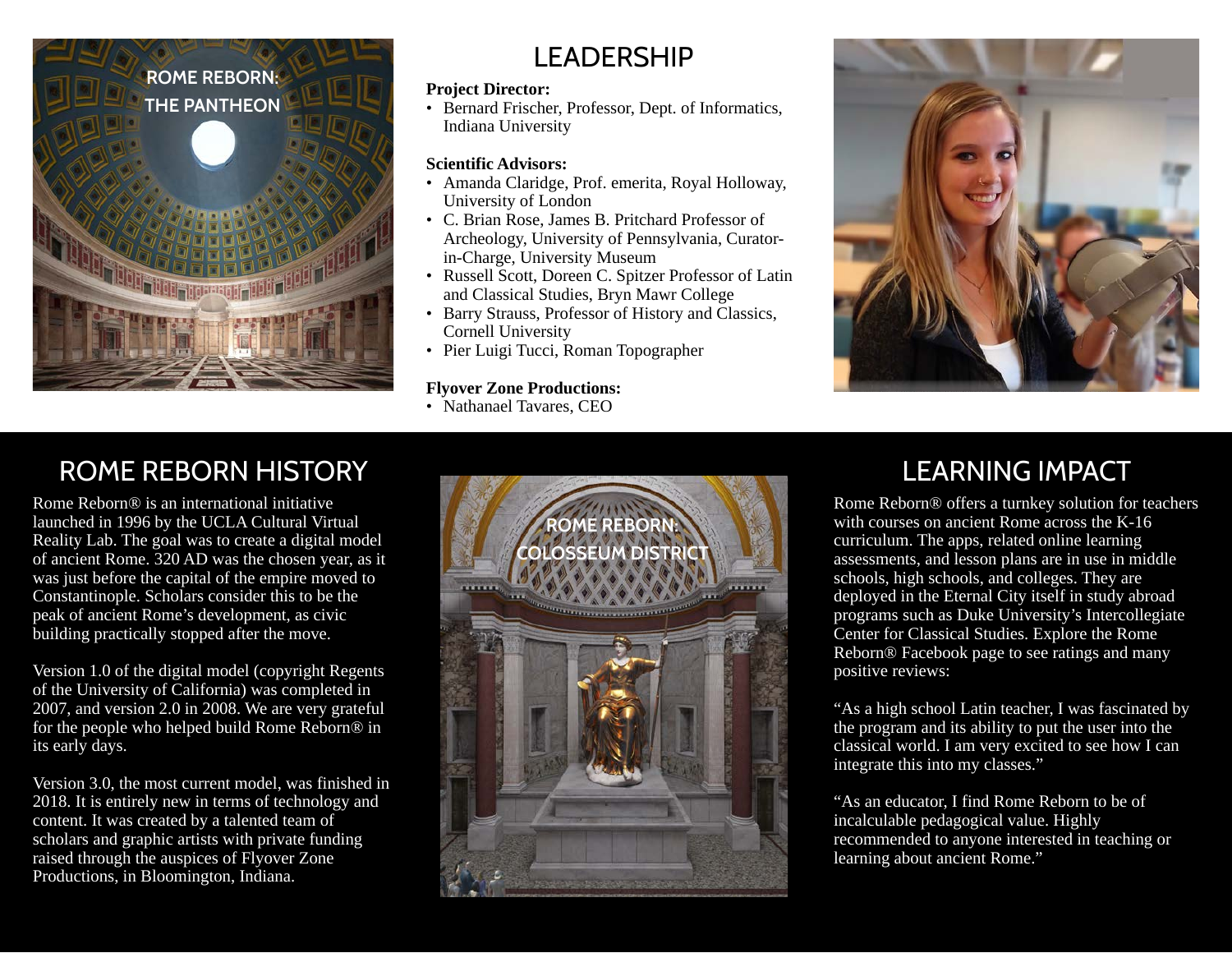ROME REBORN: THE PANTHEON

## LEADERSHIP

**Project Director:**

- Bernard Frischer, Professor, Dept. of Informatics, Indiana University

**Scientific Advisors:**

- Amanda Claridge, Prof. emerita, Royal Holloway, University of London
- C. Brian Rose, James B. Pritchard Professor of Archeology, University of Pennsylvania, Curator-in-Charge, University Museum
- Russell Scott, Doreen C. Spitzer Professor of Latin and Classical Studies, Bryn Mawr College
- Barry Strauss, Professor of History and Classics, Cornell University
- Pier Luigi Tucci, Roman Topographer

**Flyover Zone Productions:**

- Nathanael Tavares, CEO

## ROME REBORN HISTORY

Rome Reborn® is an international initiative launched in 1996 by the UCLA Cultural Virtual Reality Lab. The goal was to create a digital model of ancient Rome. 320 AD was the chosen year, as it was just before the capital of the empire moved to Constantinople. Scholars consider this to be the peak of ancient Rome's development, as civic building practically stopped after the move.

Version 1.0 of the digital model (copyright Regents of the University of California) was completed in 2007, and version 2.0 in 2008. We are very grateful for the people who helped build Rome Reborn® in its early days.

Version 3.0, the most current model, was finished in 2018. It is entirely new in terms of technology and content. It was created by a talented team of scholars and graphic artists with private funding raised through the auspices of Flyover Zone Productions, in Bloomington, Indiana.

ROME REBORN: COLOSSEUM DISTRICT

## LEARNING IMPACT

Rome Reborn® offers a turnkey solution for teachers with courses on ancient Rome across the K-16 curriculum. The apps, related online learning assessments, and lesson plans are in use in middle schools, high schools, and colleges. They are deployed in the Eternal City itself in study abroad programs such as Duke University's Intercollegiate Center for Classical Studies. Explore the Rome Reborn® Facebook page to see ratings and many positive reviews:

"As a high school Latin teacher, I was fascinated by the program and its ability to put the user into the classical world. I am very excited to see how I can integrate this into my classes."

"As an educator, I find Rome Reborn to be of incalculable pedagogical value. Highly recommended to anyone interested in teaching or learning about ancient Rome."